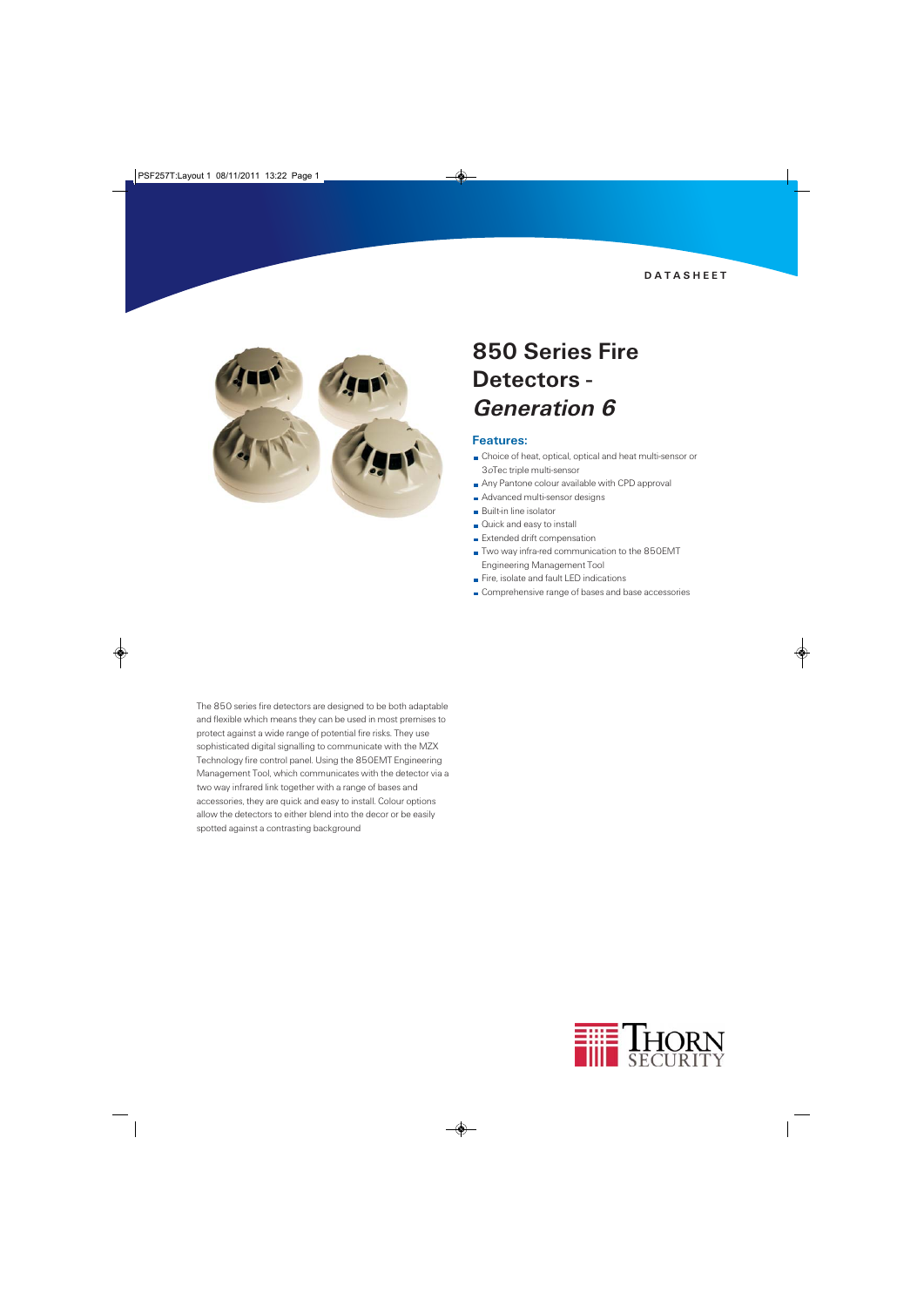DATASHEET

# 850 Series Fire Detectors - *Generation 6*

### Features:

- Choice of heat, optical, optical and heat multi-sensor or 3oTec triple multi-sensor
- Any Pantone colour available with CPD approval
- Advanced multi-sensor designs
- Built-in line isolator
- Quick and easy to install
- Extended drift compensation
- Two way infra-red communication to the 850EMT Engineering Management Tool
- Fire, isolate and fault LED indications
- Comprehensive range of bases and base accessories

The 850 series fire detectors are designed to be both adaptable and flexible which means they can be used in most premises to protect against a wide range of potential fire risks. They use sophisticated digital signalling to communicate with the MZX Technology fire control panel. Using the 850EMT Engineering Management Tool, which communicates with the detector via a two way infrared link together with a range of bases and accessories, they are quick and easy to install. Colour options allow the detectors to either blend into the decor or be easily spotted against a contrasting background

THORN SECURITY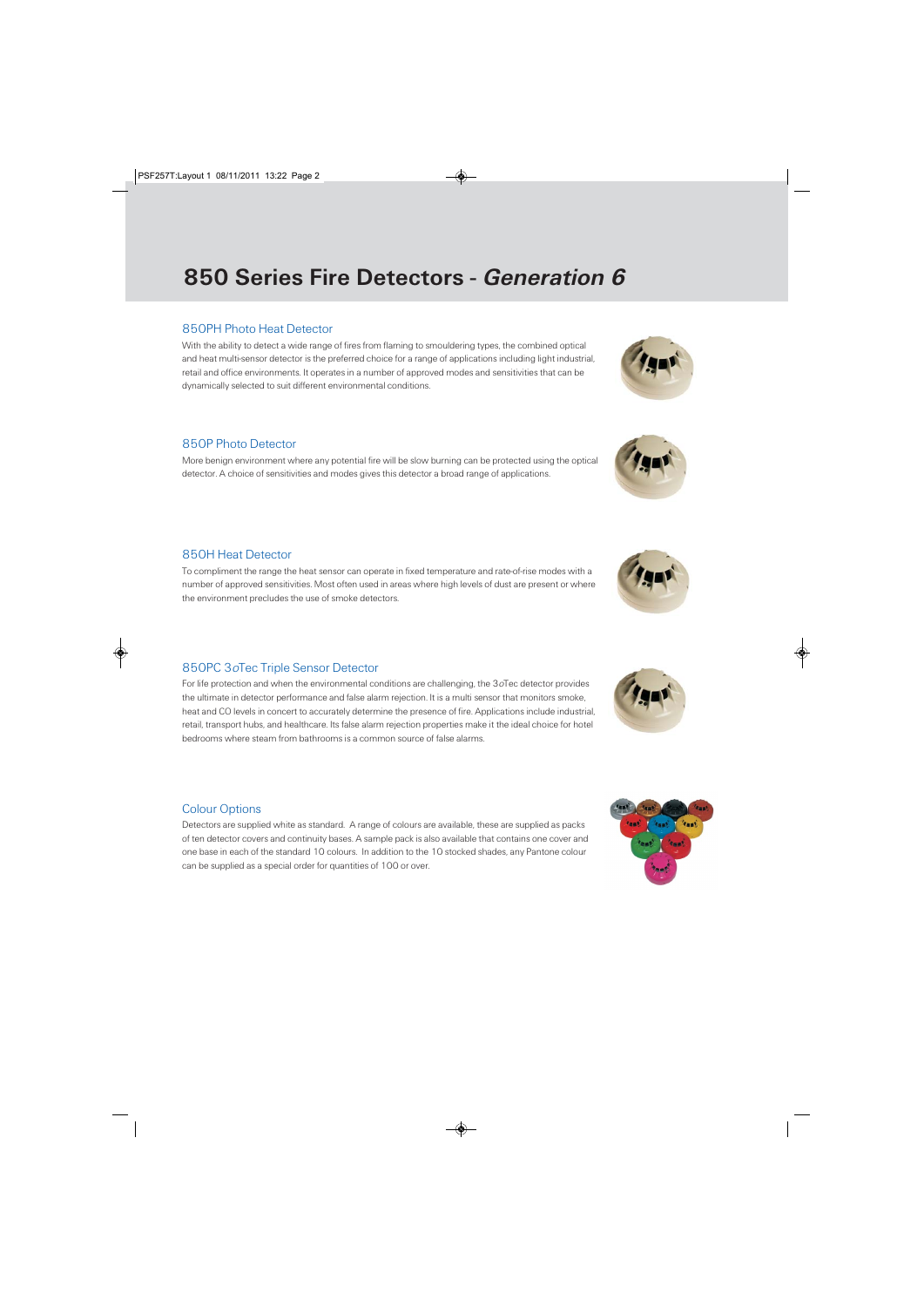# 850 Series Fire Detectors - *Generation 6*

## 850PH Photo Heat Detector

With the ability to detect a wide range of fires from flaming to smouldering types, the combined optical and heat multi-sensor detector is the preferred choice for a range of applications including light industrial, retail and office environments. It operates in a number of approved modes and sensitivities that can be dynamically selected to suit different environmental conditions.

## 850P Photo Detector

More benign environment where any potential fire will be slow burning can be protected using the optical detector. A choice of sensitivities and modes gives this detector a broad range of applications.

## 850H Heat Detector

To compliment the range the heat sensor can operate in fixed temperature and rate-of-rise modes with a number of approved sensitivities. Most often used in areas where high levels of dust are present or where the environment precludes the use of smoke detectors.

## 850PC 3*o*Tec Triple Sensor Detector

For life protection and when the environmental conditions are challenging, the 3*o*Tec detector provides the ultimate in detector performance and false alarm rejection. It is a multi sensor that monitors smoke, heat and CO levels in concert to accurately determine the presence of fire. Applications include industrial, retail, transport hubs, and healthcare. Its false alarm rejection properties make it the ideal choice for hotel bedrooms where steam from bathrooms is a common source of false alarms.

## Colour Options

Detectors are supplied white as standard. A range of colours are available, these are supplied as packs of ten detector covers and continuity bases. A sample pack is also available that contains one cover and one base in each of the standard 10 colours. In addition to the 10 stocked shades, any Pantone colour can be supplied as a special order for quantities of 100 or over.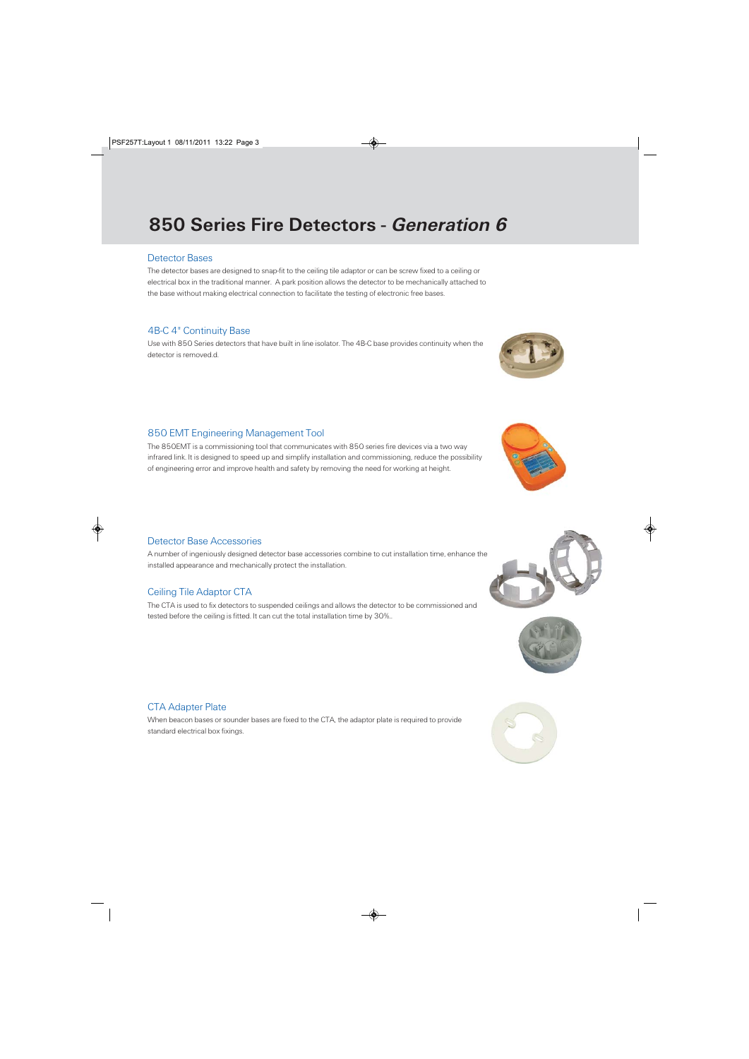# 850 Series Fire Detectors - *Generation 6*

## Detector Bases

The detector bases are designed to snap-fit to the ceiling tile adaptor or can be screw fixed to a ceiling or electrical box in the traditional manner. A park position allows the detector to be mechanically attached to the base without making electrical connection to facilitate the testing of electronic free bases.

## 4B-C 4" Continuity Base

Use with 850 Series detectors that have built in line isolator. The 4B-C base provides continuity when the detector is removed.d.

## 850 EMT Engineering Management Tool

The 850EMT is a commissioning tool that communicates with 850 series fire devices via a two way infrared link. It is designed to speed up and simplify installation and commissioning, reduce the possibility of engineering error and improve health and safety by removing the need for working at height.

## Detector Base Accessories

A number of ingeniously designed detector base accessories combine to cut installation time, enhance the installed appearance and mechanically protect the installation.

## Ceiling Tile Adaptor CTA

The CTA is used to fix detectors to suspended ceilings and allows the detector to be commissioned and tested before the ceiling is fitted. It can cut the total installation time by 30%..

## CTA Adapter Plate

When beacon bases or sounder bases are fixed to the CTA, the adaptor plate is required to provide standard electrical box fixings.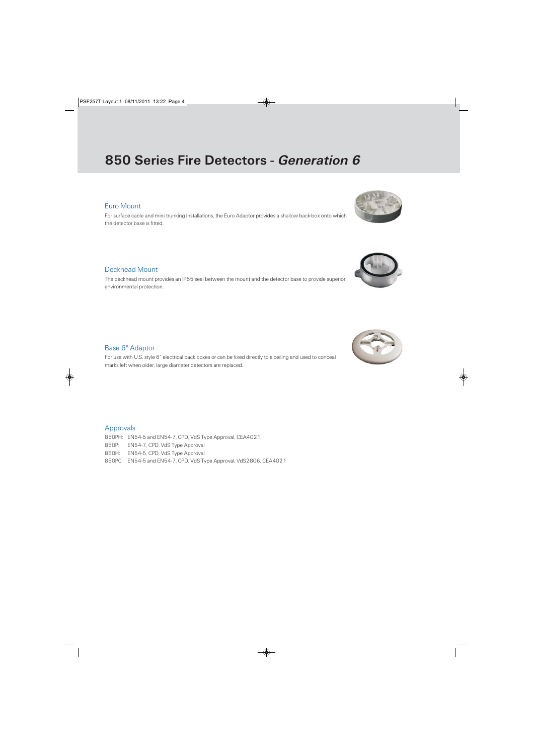# 850 Series Fire Detectors - *Generation 6*

## Euro Mount

For surface cable and mini trunking installations, the Euro Adaptor provides a shallow back-box onto which the detector base is fitted.

## Deckhead Mount

The deckhead mount provides an IP55 seal between the mount and the detector base to provide superior environmental protection.

## Base 6" Adaptor

For use with U.S. style 6" electrical back boxes or can be fixed directly to a ceiling and used to conceal marks left when older, large diameter detectors are replaced.

## Approvals

850PH: EN54-5 and EN54-7, CPD, VdS Type Approval, CEA4021
850P: EN54-7, CPD, VdS Type Approval
850H: EN54-5, CPD, VdS Type Approval
850PC: EN54-5 and EN54-7, CPD, VdS Type Approval, VdS2806, CEA4021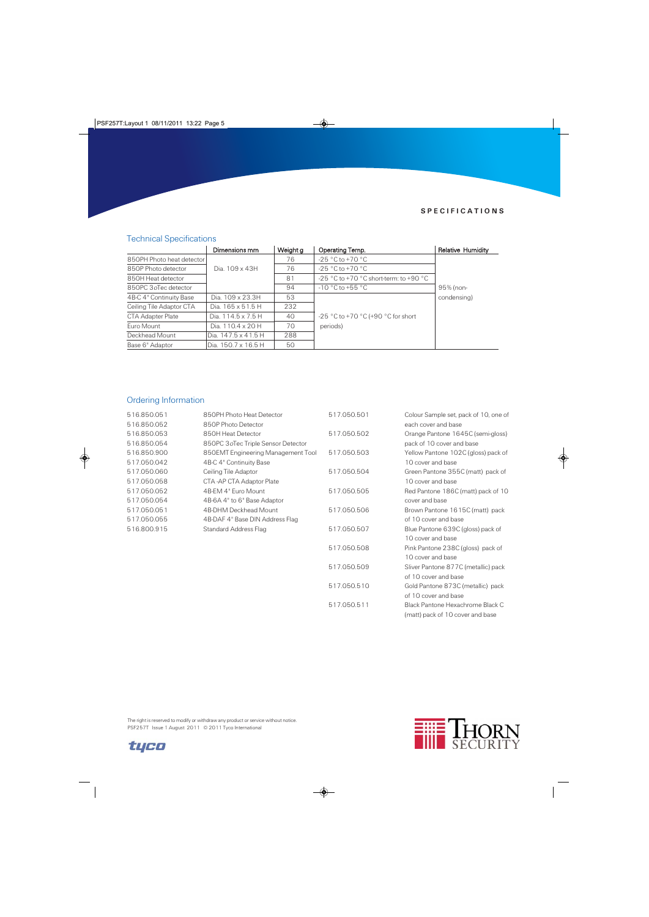## SPECIFICATIONS

### Technical Specifications

| | Dimensions mm | Weight g | Operating Temp. | Relative Humidity |
|---|---|---|---|---|
| 850PH Photo heat detector | Dia. 109 x 43H | 76 | -25 °C to +70 °C | 95% (non-condensing) |
| 850P Photo detector | | 76 | -25 °C to +70 °C | |
| 850H Heat detector | | 81 | -25 °C to +70 °C short-term: to +90 °C | |
| 850PC 3oTec detector | | 94 | -10 °C to +55 °C | |
| 4B-C 4" Continuity Base | Dia. 109 x 23.3H | 53 | -25 °C to +70 °C (+90 °C for short periods) | |
| Ceiling Tile Adaptor CTA | Dia. 165 x 51.5 H | 232 | | |
| CTA Adapter Plate | Dia. 114.5 x 7.5 H | 40 | | |
| Euro Mount | Dia. 110.4 x 20 H | 70 | | |
| Deckhead Mount | Dia. 147.5 x 41.5 H | 288 | | |
| Base 6" Adaptor | Dia. 150.7 x 16.5 H | 50 | | |

### Ordering Information

| | | | |
|---|---|---|---|
| 516.850.051 | 850PH Photo Heat Detector | 517.050.501 | Colour Sample set, pack of 10, one of each cover and base |
| 516.850.052 | 850P Photo Detector | | |
| 516.850.053 | 850H Heat Detector | 517.050.502 | Orange Pantone 1645C (semi-gloss) pack of 10 cover and base |
| 516.850.054 | 850PC 3oTec Triple Sensor Detector | | |
| 516.850.900 | 850EMT Engineering Management Tool | 517.050.503 | Yellow Pantone 102C (gloss) pack of 10 cover and base |
| 517.050.042 | 4B-C 4" Continuity Base | | |
| 517.050.060 | Ceiling Tile Adaptor | 517.050.504 | Green Pantone 355C (matt) pack of 10 cover and base |
| 517.050.058 | CTA -AP CTA Adaptor Plate | | |
| 517.050.052 | 4B-EM 4" Euro Mount | 517.050.505 | Red Pantone 186C (matt) pack of 10 cover and base |
| 517.050.054 | 4B-6A 4" to 6" Base Adaptor | | |
| 517.050.051 | 4B-DHM Deckhead Mount | 517.050.506 | Brown Pantone 1615C (matt) pack of 10 cover and base |
| 517.050.055 | 4B-DAF 4" Base DIN Address Flag | | |
| 516.800.915 | Standard Address Flag | 517.050.507 | Blue Pantone 639C (gloss) pack of 10 cover and base |
| | | 517.050.508 | Pink Pantone 238C (gloss) pack of 10 cover and base |
| | | 517.050.509 | Sliver Pantone 877C (metallic) pack of 10 cover and base |
| | | 517.050.510 | Gold Pantone 873C (metallic) pack of 10 cover and base |
| | | 517.050.511 | Black Pantone Hexachrome Black C (matt) pack of 10 cover and base |

The right is reserved to modify or withdraw any product or service without notice.
PSF257T Issue 1 August 2011 © 2011 Tyco International

tyco

THORN SECURITY